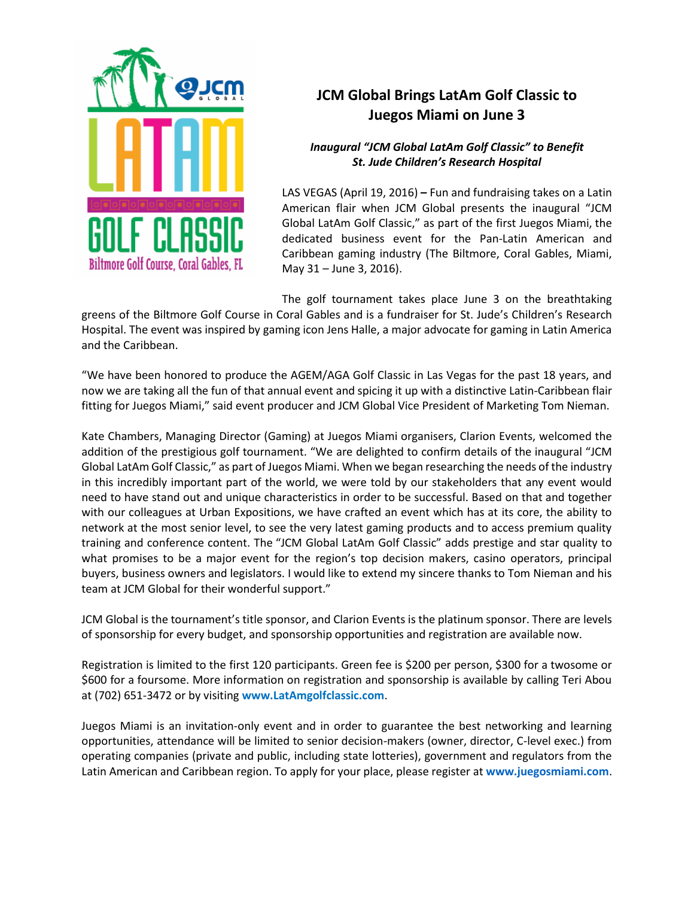# JCM Global Brings LatAm Golf Classic to Juegos Miami on June 3

***Inaugural "JCM Global LatAm Golf Classic" to Benefit St. Jude Children's Research Hospital***

LAS VEGAS (April 19, 2016) **–** Fun and fundraising takes on a Latin American flair when JCM Global presents the inaugural "JCM Global LatAm Golf Classic," as part of the first Juegos Miami, the dedicated business event for the Pan-Latin American and Caribbean gaming industry (The Biltmore, Coral Gables, Miami, May 31 – June 3, 2016).

The golf tournament takes place June 3 on the breathtaking greens of the Biltmore Golf Course in Coral Gables and is a fundraiser for St. Jude's Children's Research Hospital. The event was inspired by gaming icon Jens Halle, a major advocate for gaming in Latin America and the Caribbean.

"We have been honored to produce the AGEM/AGA Golf Classic in Las Vegas for the past 18 years, and now we are taking all the fun of that annual event and spicing it up with a distinctive Latin-Caribbean flair fitting for Juegos Miami," said event producer and JCM Global Vice President of Marketing Tom Nieman.

Kate Chambers, Managing Director (Gaming) at Juegos Miami organisers, Clarion Events, welcomed the addition of the prestigious golf tournament. "We are delighted to confirm details of the inaugural "JCM Global LatAm Golf Classic," as part of Juegos Miami. When we began researching the needs of the industry in this incredibly important part of the world, we were told by our stakeholders that any event would need to have stand out and unique characteristics in order to be successful. Based on that and together with our colleagues at Urban Expositions, we have crafted an event which has at its core, the ability to network at the most senior level, to see the very latest gaming products and to access premium quality training and conference content. The "JCM Global LatAm Golf Classic" adds prestige and star quality to what promises to be a major event for the region's top decision makers, casino operators, principal buyers, business owners and legislators. I would like to extend my sincere thanks to Tom Nieman and his team at JCM Global for their wonderful support."

JCM Global is the tournament's title sponsor, and Clarion Events is the platinum sponsor. There are levels of sponsorship for every budget, and sponsorship opportunities and registration are available now.

Registration is limited to the first 120 participants. Green fee is $200 per person, $300 for a twosome or $600 for a foursome. More information on registration and sponsorship is available by calling Teri Abou at (702) 651-3472 or by visiting **www.LatAmgolfclassic.com**.

Juegos Miami is an invitation-only event and in order to guarantee the best networking and learning opportunities, attendance will be limited to senior decision-makers (owner, director, C-level exec.) from operating companies (private and public, including state lotteries), government and regulators from the Latin American and Caribbean region. To apply for your place, please register at **www.juegosmiami.com**.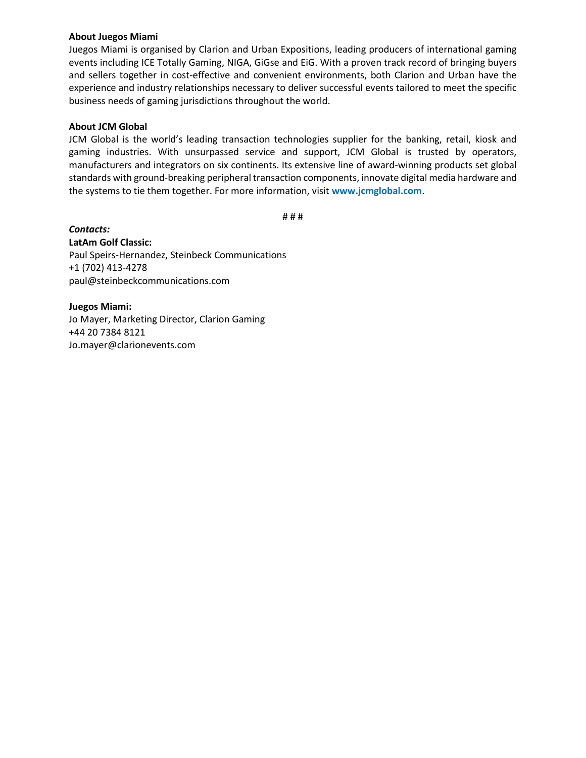**About Juegos Miami**

Juegos Miami is organised by Clarion and Urban Expositions, leading producers of international gaming events including ICE Totally Gaming, NIGA, GiGse and EiG. With a proven track record of bringing buyers and sellers together in cost-effective and convenient environments, both Clarion and Urban have the experience and industry relationships necessary to deliver successful events tailored to meet the specific business needs of gaming jurisdictions throughout the world.

**About JCM Global**

JCM Global is the world's leading transaction technologies supplier for the banking, retail, kiosk and gaming industries. With unsurpassed service and support, JCM Global is trusted by operators, manufacturers and integrators on six continents. Its extensive line of award-winning products set global standards with ground-breaking peripheral transaction components, innovate digital media hardware and the systems to tie them together. For more information, visit **www.jcmglobal.com**.

# # #

***Contacts:***

**LatAm Golf Classic:**
Paul Speirs-Hernandez, Steinbeck Communications
+1 (702) 413-4278
paul@steinbeckcommunications.com

**Juegos Miami:**
Jo Mayer, Marketing Director, Clarion Gaming
+44 20 7384 8121
Jo.mayer@clarionevents.com